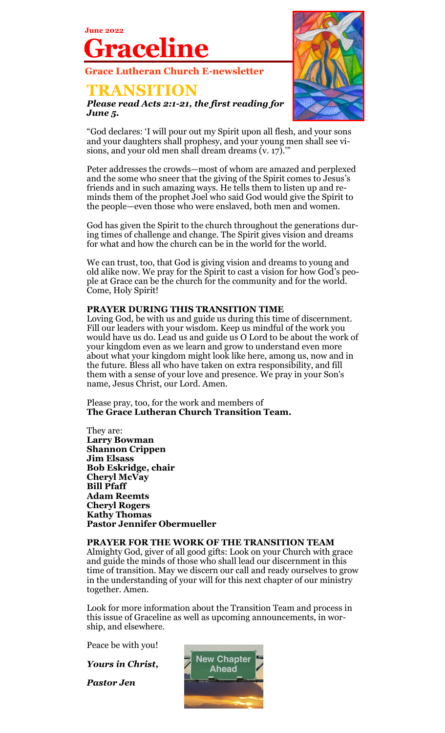**June 2022**

# Graceline

**Grace Lutheran Church E-newsletter**

## TRANSITION

***Please read Acts 2:1-21, the first reading for June 5.***

"God declares: 'I will pour out my Spirit upon all flesh, and your sons and your daughters shall prophesy, and your young men shall see visions, and your old men shall dream dreams (v. 17).'"

Peter addresses the crowds—most of whom are amazed and perplexed and the some who sneer that the giving of the Spirit comes to Jesus's friends and in such amazing ways. He tells them to listen up and reminds them of the prophet Joel who said God would give the Spirit to the people—even those who were enslaved, both men and women.

God has given the Spirit to the church throughout the generations during times of challenge and change. The Spirit gives vision and dreams for what and how the church can be in the world for the world.

We can trust, too, that God is giving vision and dreams to young and old alike now. We pray for the Spirit to cast a vision for how God's people at Grace can be the church for the community and for the world. Come, Holy Spirit!

**PRAYER DURING THIS TRANSITION TIME**

Loving God, be with us and guide us during this time of discernment. Fill our leaders with your wisdom. Keep us mindful of the work you would have us do. Lead us and guide us O Lord to be about the work of your kingdom even as we learn and grow to understand even more about what your kingdom might look like here, among us, now and in the future. Bless all who have taken on extra responsibility, and fill them with a sense of your love and presence. We pray in your Son's name, Jesus Christ, our Lord. Amen.

Please pray, too, for the work and members of
**The Grace Lutheran Church Transition Team.**

They are:
**Larry Bowman**
**Shannon Crippen**
**Jim Elsass**
**Bob Eskridge, chair**
**Cheryl McVay**
**Bill Pfaff**
**Adam Reemts**
**Cheryl Rogers**
**Kathy Thomas**
**Pastor Jennifer Obermueller**

**PRAYER FOR THE WORK OF THE TRANSITION TEAM**

Almighty God, giver of all good gifts: Look on your Church with grace and guide the minds of those who shall lead our discernment in this time of transition. May we discern our call and ready ourselves to grow in the understanding of your will for this next chapter of our ministry together. Amen.

Look for more information about the Transition Team and process in this issue of Graceline as well as upcoming announcements, in worship, and elsewhere.

Peace be with you!

***Yours in Christ,***

***Pastor Jen***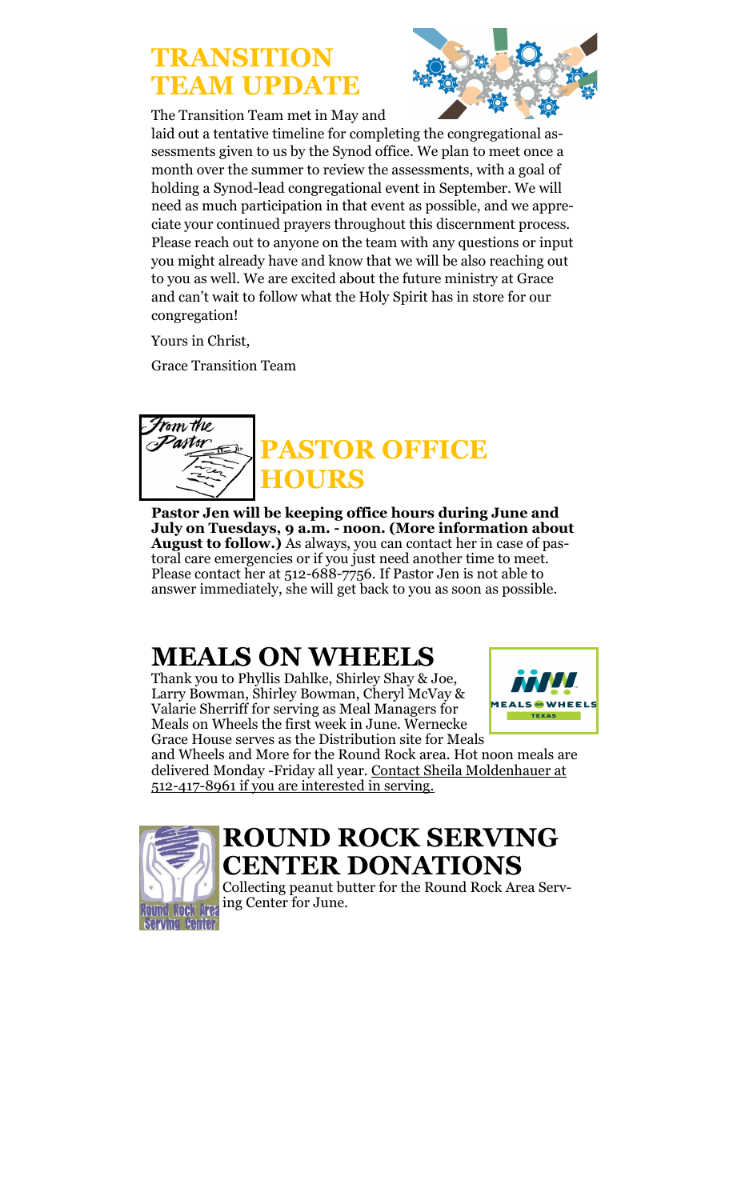## TRANSITION TEAM UPDATE

The Transition Team met in May and laid out a tentative timeline for completing the congregational assessments given to us by the Synod office. We plan to meet once a month over the summer to review the assessments, with a goal of holding a Synod-lead congregational event in September. We will need as much participation in that event as possible, and we appreciate your continued prayers throughout this discernment process. Please reach out to anyone on the team with any questions or input you might already have and know that we will be also reaching out to you as well. We are excited about the future ministry at Grace and can't wait to follow what the Holy Spirit has in store for our congregation!

Yours in Christ,

Grace Transition Team

## PASTOR OFFICE HOURS

**Pastor Jen will be keeping office hours during June and July on Tuesdays, 9 a.m. - noon. (More information about August to follow.)** As always, you can contact her in case of pastoral care emergencies or if you just need another time to meet. Please contact her at 512-688-7756. If Pastor Jen is not able to answer immediately, she will get back to you as soon as possible.

## MEALS ON WHEELS

Thank you to Phyllis Dahlke, Shirley Shay & Joe, Larry Bowman, Shirley Bowman, Cheryl McVay & Valarie Sherriff for serving as Meal Managers for Meals on Wheels the first week in June. Wernecke Grace House serves as the Distribution site for Meals and Wheels and More for the Round Rock area. Hot noon meals are delivered Monday -Friday all year. Contact Sheila Moldenhauer at 512-417-8961 if you are interested in serving.

## ROUND ROCK SERVING CENTER DONATIONS

Collecting peanut butter for the Round Rock Area Serving Center for June.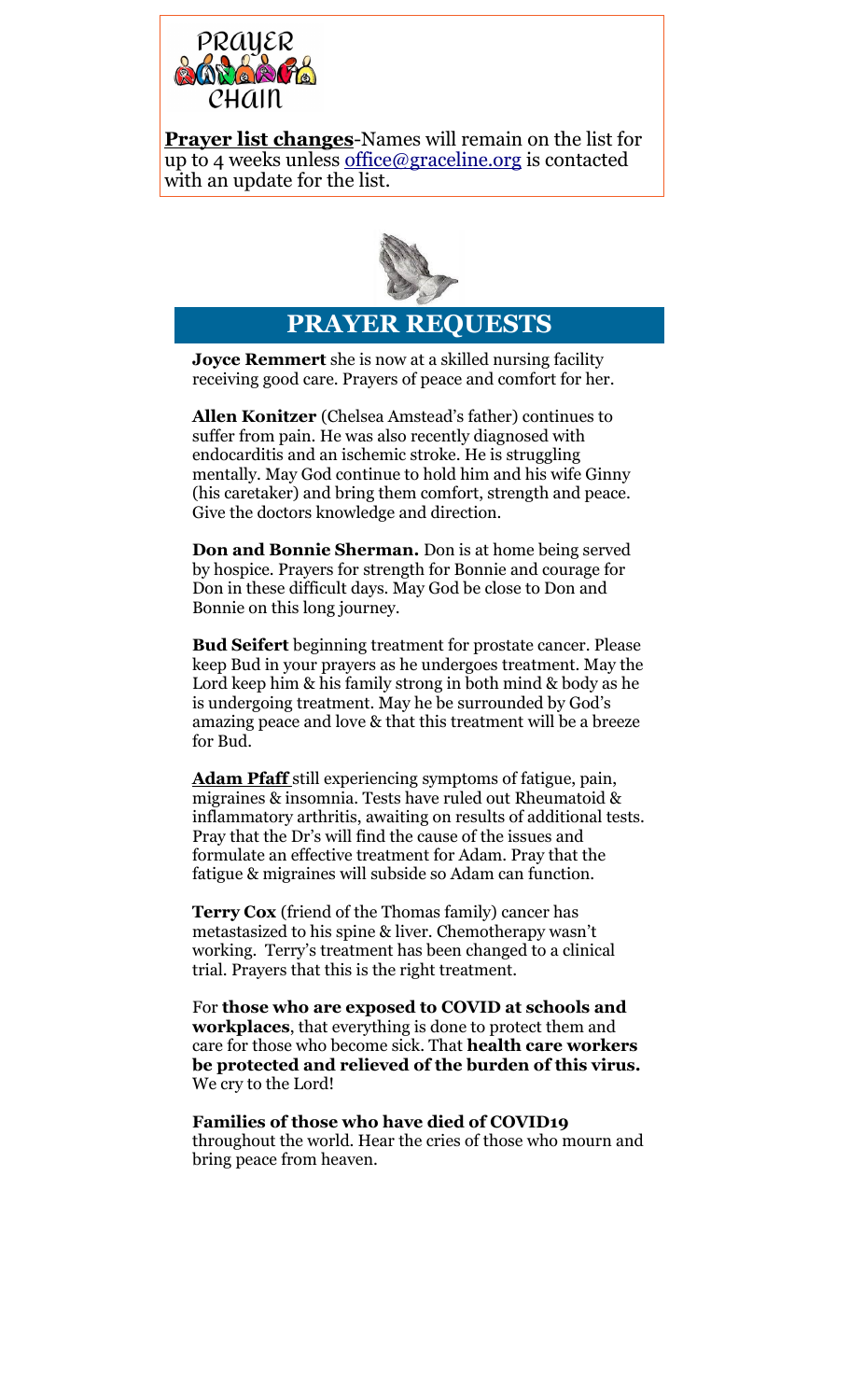**Prayer list changes**-Names will remain on the list for up to 4 weeks unless office@graceline.org is contacted with an update for the list.

## PRAYER REQUESTS

**Joyce Remmert** she is now at a skilled nursing facility receiving good care. Prayers of peace and comfort for her.

**Allen Konitzer** (Chelsea Amstead's father) continues to suffer from pain. He was also recently diagnosed with endocarditis and an ischemic stroke. He is struggling mentally. May God continue to hold him and his wife Ginny (his caretaker) and bring them comfort, strength and peace. Give the doctors knowledge and direction.

**Don and Bonnie Sherman.** Don is at home being served by hospice. Prayers for strength for Bonnie and courage for Don in these difficult days. May God be close to Don and Bonnie on this long journey.

**Bud Seifert** beginning treatment for prostate cancer. Please keep Bud in your prayers as he undergoes treatment. May the Lord keep him & his family strong in both mind & body as he is undergoing treatment. May he be surrounded by God's amazing peace and love & that this treatment will be a breeze for Bud.

**Adam Pfaff** still experiencing symptoms of fatigue, pain, migraines & insomnia. Tests have ruled out Rheumatoid & inflammatory arthritis, awaiting on results of additional tests. Pray that the Dr's will find the cause of the issues and formulate an effective treatment for Adam. Pray that the fatigue & migraines will subside so Adam can function.

**Terry Cox** (friend of the Thomas family) cancer has metastasized to his spine & liver. Chemotherapy wasn't working. Terry's treatment has been changed to a clinical trial. Prayers that this is the right treatment.

For **those who are exposed to COVID at schools and workplaces**, that everything is done to protect them and care for those who become sick. That **health care workers be protected and relieved of the burden of this virus.** We cry to the Lord!

**Families of those who have died of COVID19** throughout the world. Hear the cries of those who mourn and bring peace from heaven.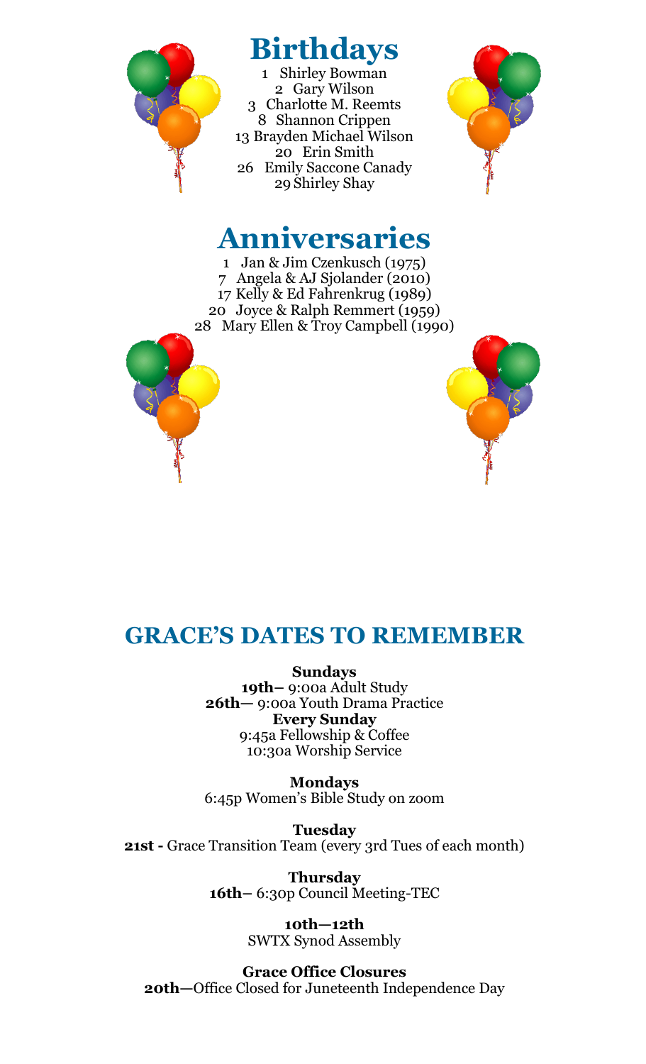# Birthdays

1 Shirley Bowman
2 Gary Wilson
3 Charlotte M. Reemts
8 Shannon Crippen
13 Brayden Michael Wilson
20 Erin Smith
26 Emily Saccone Canady
29 Shirley Shay

# Anniversaries

1 Jan & Jim Czenkusch (1975)
7 Angela & AJ Sjolander (2010)
17 Kelly & Ed Fahrenkrug (1989)
20 Joyce & Ralph Remmert (1959)
28 Mary Ellen & Troy Campbell (1990)

## GRACE'S DATES TO REMEMBER

**Sundays**
**19th**– 9:00a Adult Study
**26th**— 9:00a Youth Drama Practice
**Every Sunday**
9:45a Fellowship & Coffee
10:30a Worship Service

**Mondays**
6:45p Women's Bible Study on zoom

**Tuesday**
**21st -** Grace Transition Team (every 3rd Tues of each month)

**Thursday**
**16th**– 6:30p Council Meeting-TEC

**10th—12th**
SWTX Synod Assembly

**Grace Office Closures**
**20th**—Office Closed for Juneteenth Independence Day